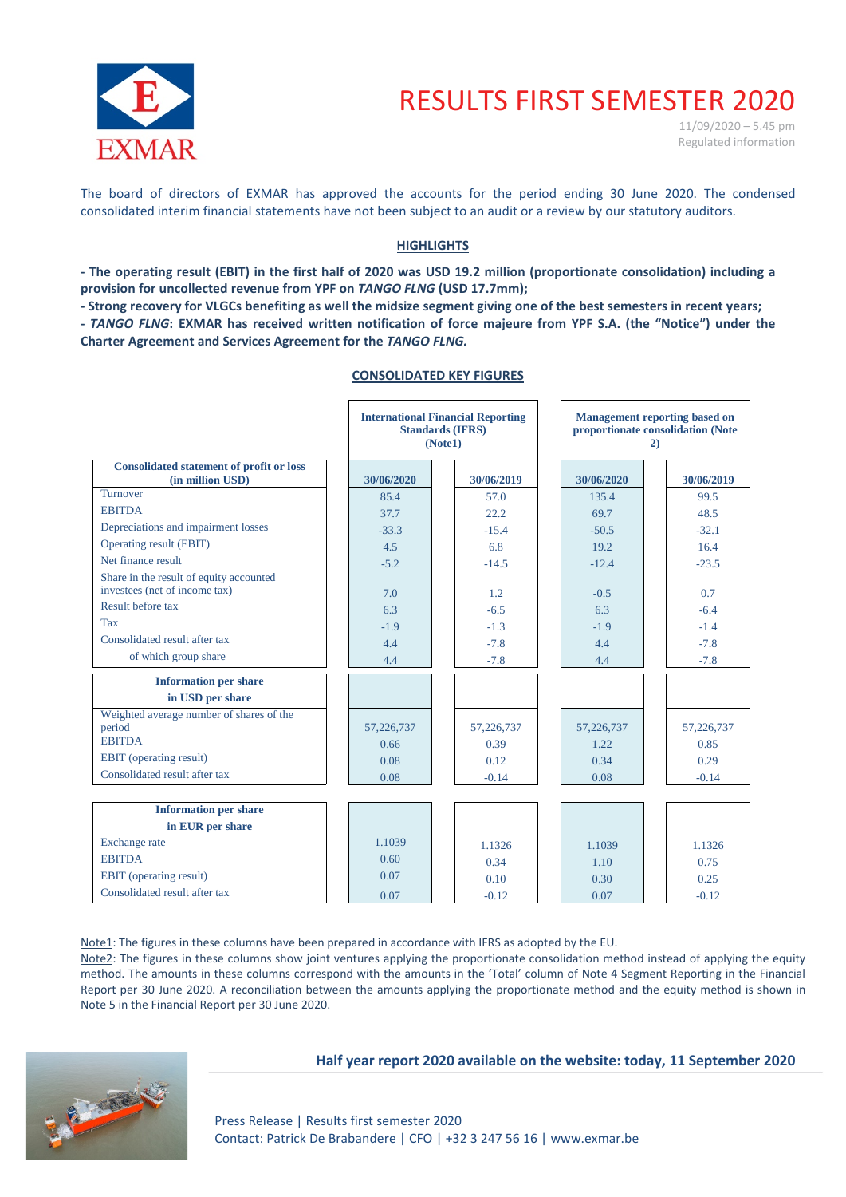# RESULTS FIRST SEMESTER 2020

11/09/2020 – 5.45 pm
Regulated information

The board of directors of EXMAR has approved the accounts for the period ending 30 June 2020. The condensed consolidated interim financial statements have not been subject to an audit or a review by our statutory auditors.

## HIGHLIGHTS

**- The operating result (EBIT) in the first half of 2020 was USD 19.2 million (proportionate consolidation) including a provision for uncollected revenue from YPF on *TANGO FLNG* (USD 17.7mm);**
**- Strong recovery for VLGCs benefiting as well the midsize segment giving one of the best semesters in recent years;**
**- *TANGO FLNG*: EXMAR has received written notification of force majeure from YPF S.A. (the "Notice") under the Charter Agreement and Services Agreement for the *TANGO FLNG.***

## CONSOLIDATED KEY FIGURES

| | International Financial Reporting Standards (IFRS) (Note1) | | Management reporting based on proportionate consolidation (Note 2) | |
|---|---|---|---|---|
| **Consolidated statement of profit or loss (in million USD)** | **30/06/2020** | **30/06/2019** | **30/06/2020** | **30/06/2019** |
| Turnover | 85.4 | 57.0 | 135.4 | 99.5 |
| EBITDA | 37.7 | 22.2 | 69.7 | 48.5 |
| Depreciations and impairment losses | -33.3 | -15.4 | -50.5 | -32.1 |
| Operating result (EBIT) | 4.5 | 6.8 | 19.2 | 16.4 |
| Net finance result | -5.2 | -14.5 | -12.4 | -23.5 |
| Share in the result of equity accounted investees (net of income tax) | 7.0 | 1.2 | -0.5 | 0.7 |
| Result before tax | 6.3 | -6.5 | 6.3 | -6.4 |
| Tax | -1.9 | -1.3 | -1.9 | -1.4 |
| Consolidated result after tax | 4.4 | -7.8 | 4.4 | -7.8 |
| of which group share | 4.4 | -7.8 | 4.4 | -7.8 |
| **Information per share in USD per share** | | | | |
| Weighted average number of shares of the period | 57,226,737 | 57,226,737 | 57,226,737 | 57,226,737 |
| EBITDA | 0.66 | 0.39 | 1.22 | 0.85 |
| EBIT (operating result) | 0.08 | 0.12 | 0.34 | 0.29 |
| Consolidated result after tax | 0.08 | -0.14 | 0.08 | -0.14 |
| **Information per share in EUR per share** | | | | |
| Exchange rate | 1.1039 | 1.1326 | 1.1039 | 1.1326 |
| EBITDA | 0.60 | 0.34 | 1.10 | 0.75 |
| EBIT (operating result) | 0.07 | 0.10 | 0.30 | 0.25 |
| Consolidated result after tax | 0.07 | -0.12 | 0.07 | -0.12 |

Note1: The figures in these columns have been prepared in accordance with IFRS as adopted by the EU.
Note2: The figures in these columns show joint ventures applying the proportionate consolidation method instead of applying the equity method. The amounts in these columns correspond with the amounts in the 'Total' column of Note 4 Segment Reporting in the Financial Report per 30 June 2020. A reconciliation between the amounts applying the proportionate method and the equity method is shown in Note 5 in the Financial Report per 30 June 2020.

**Half year report 2020 available on the website: today, 11 September 2020**

Press Release | Results first semester 2020
Contact: Patrick De Brabandere | CFO | +32 3 247 56 16 | www.exmar.be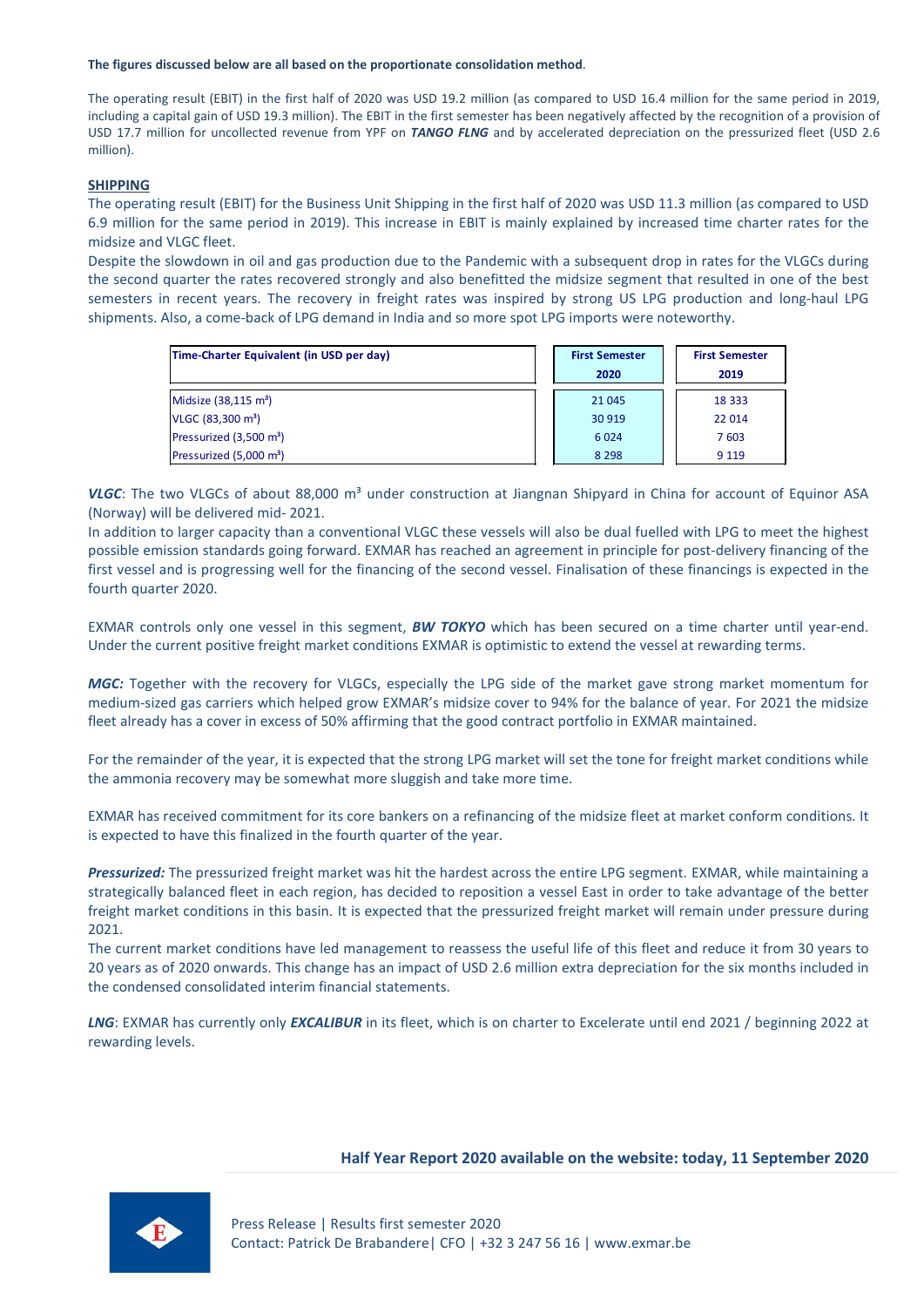**The figures discussed below are all based on the proportionate consolidation method**.

The operating result (EBIT) in the first half of 2020 was USD 19.2 million (as compared to USD 16.4 million for the same period in 2019, including a capital gain of USD 19.3 million). The EBIT in the first semester has been negatively affected by the recognition of a provision of USD 17.7 million for uncollected revenue from YPF on ***TANGO FLNG*** and by accelerated depreciation on the pressurized fleet (USD 2.6 million).

## SHIPPING

The operating result (EBIT) for the Business Unit Shipping in the first half of 2020 was USD 11.3 million (as compared to USD 6.9 million for the same period in 2019). This increase in EBIT is mainly explained by increased time charter rates for the midsize and VLGC fleet.

Despite the slowdown in oil and gas production due to the Pandemic with a subsequent drop in rates for the VLGCs during the second quarter the rates recovered strongly and also benefitted the midsize segment that resulted in one of the best semesters in recent years. The recovery in freight rates was inspired by strong US LPG production and long-haul LPG shipments. Also, a come-back of LPG demand in India and so more spot LPG imports were noteworthy.

| Time-Charter Equivalent (in USD per day) | First Semester 2020 | First Semester 2019 |
|---|---|---|
| Midsize (38,115 m³) | 21 045 | 18 333 |
| VLGC (83,300 m³) | 30 919 | 22 014 |
| Pressurized (3,500 m³) | 6 024 | 7 603 |
| Pressurized (5,000 m³) | 8 298 | 9 119 |

***VLGC***: The two VLGCs of about 88,000 m³ under construction at Jiangnan Shipyard in China for account of Equinor ASA (Norway) will be delivered mid- 2021.

In addition to larger capacity than a conventional VLGC these vessels will also be dual fuelled with LPG to meet the highest possible emission standards going forward. EXMAR has reached an agreement in principle for post-delivery financing of the first vessel and is progressing well for the financing of the second vessel. Finalisation of these financings is expected in the fourth quarter 2020.

EXMAR controls only one vessel in this segment, ***BW TOKYO*** which has been secured on a time charter until year-end. Under the current positive freight market conditions EXMAR is optimistic to extend the vessel at rewarding terms.

***MGC:*** Together with the recovery for VLGCs, especially the LPG side of the market gave strong market momentum for medium-sized gas carriers which helped grow EXMAR's midsize cover to 94% for the balance of year. For 2021 the midsize fleet already has a cover in excess of 50% affirming that the good contract portfolio in EXMAR maintained.

For the remainder of the year, it is expected that the strong LPG market will set the tone for freight market conditions while the ammonia recovery may be somewhat more sluggish and take more time.

EXMAR has received commitment for its core bankers on a refinancing of the midsize fleet at market conform conditions. It is expected to have this finalized in the fourth quarter of the year.

***Pressurized:*** The pressurized freight market was hit the hardest across the entire LPG segment. EXMAR, while maintaining a strategically balanced fleet in each region, has decided to reposition a vessel East in order to take advantage of the better freight market conditions in this basin. It is expected that the pressurized freight market will remain under pressure during 2021.

The current market conditions have led management to reassess the useful life of this fleet and reduce it from 30 years to 20 years as of 2020 onwards. This change has an impact of USD 2.6 million extra depreciation for the six months included in the condensed consolidated interim financial statements.

***LNG***: EXMAR has currently only ***EXCALIBUR*** in its fleet, which is on charter to Excelerate until end 2021 / beginning 2022 at rewarding levels.

**Half Year Report 2020 available on the website: today, 11 September 2020**

Press Release | Results first semester 2020
Contact: Patrick De Brabandere| CFO | +32 3 247 56 16 | www.exmar.be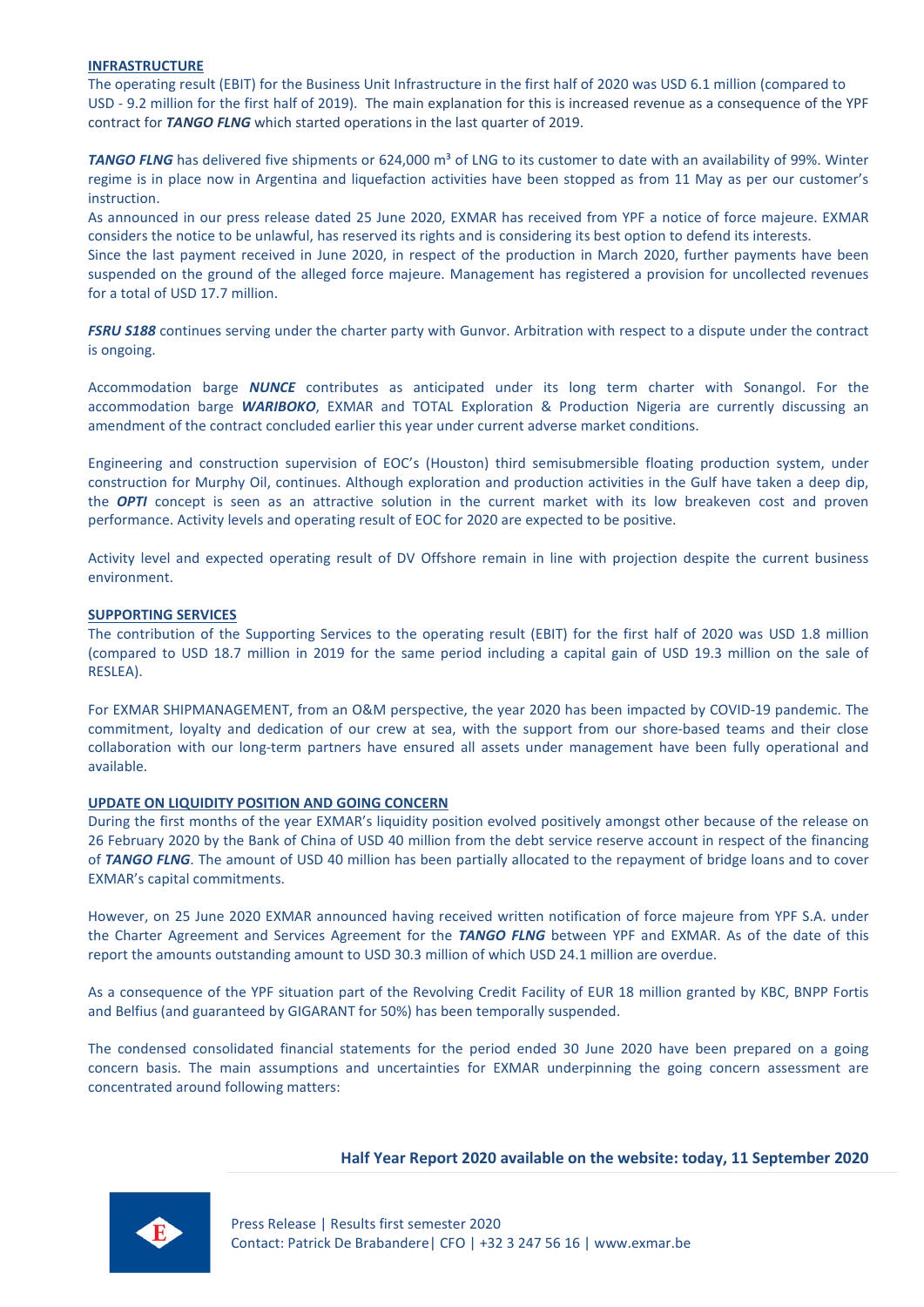**INFRASTRUCTURE**

The operating result (EBIT) for the Business Unit Infrastructure in the first half of 2020 was USD 6.1 million (compared to USD - 9.2 million for the first half of 2019). The main explanation for this is increased revenue as a consequence of the YPF contract for ***TANGO FLNG*** which started operations in the last quarter of 2019.

***TANGO FLNG*** has delivered five shipments or 624,000 m³ of LNG to its customer to date with an availability of 99%. Winter regime is in place now in Argentina and liquefaction activities have been stopped as from 11 May as per our customer's instruction.

As announced in our press release dated 25 June 2020, EXMAR has received from YPF a notice of force majeure. EXMAR considers the notice to be unlawful, has reserved its rights and is considering its best option to defend its interests.

Since the last payment received in June 2020, in respect of the production in March 2020, further payments have been suspended on the ground of the alleged force majeure. Management has registered a provision for uncollected revenues for a total of USD 17.7 million.

***FSRU S188*** continues serving under the charter party with Gunvor. Arbitration with respect to a dispute under the contract is ongoing.

Accommodation barge ***NUNCE*** contributes as anticipated under its long term charter with Sonangol. For the accommodation barge ***WARIBOKO***, EXMAR and TOTAL Exploration & Production Nigeria are currently discussing an amendment of the contract concluded earlier this year under current adverse market conditions.

Engineering and construction supervision of EOC's (Houston) third semisubmersible floating production system, under construction for Murphy Oil, continues. Although exploration and production activities in the Gulf have taken a deep dip, the ***OPTI*** concept is seen as an attractive solution in the current market with its low breakeven cost and proven performance. Activity levels and operating result of EOC for 2020 are expected to be positive.

Activity level and expected operating result of DV Offshore remain in line with projection despite the current business environment.

**SUPPORTING SERVICES**

The contribution of the Supporting Services to the operating result (EBIT) for the first half of 2020 was USD 1.8 million (compared to USD 18.7 million in 2019 for the same period including a capital gain of USD 19.3 million on the sale of RESLEA).

For EXMAR SHIPMANAGEMENT, from an O&M perspective, the year 2020 has been impacted by COVID-19 pandemic. The commitment, loyalty and dedication of our crew at sea, with the support from our shore-based teams and their close collaboration with our long-term partners have ensured all assets under management have been fully operational and available.

**UPDATE ON LIQUIDITY POSITION AND GOING CONCERN**

During the first months of the year EXMAR's liquidity position evolved positively amongst other because of the release on 26 February 2020 by the Bank of China of USD 40 million from the debt service reserve account in respect of the financing of ***TANGO FLNG***. The amount of USD 40 million has been partially allocated to the repayment of bridge loans and to cover EXMAR's capital commitments.

However, on 25 June 2020 EXMAR announced having received written notification of force majeure from YPF S.A. under the Charter Agreement and Services Agreement for the ***TANGO FLNG*** between YPF and EXMAR. As of the date of this report the amounts outstanding amount to USD 30.3 million of which USD 24.1 million are overdue.

As a consequence of the YPF situation part of the Revolving Credit Facility of EUR 18 million granted by KBC, BNPP Fortis and Belfius (and guaranteed by GIGARANT for 50%) has been temporally suspended.

The condensed consolidated financial statements for the period ended 30 June 2020 have been prepared on a going concern basis. The main assumptions and uncertainties for EXMAR underpinning the going concern assessment are concentrated around following matters: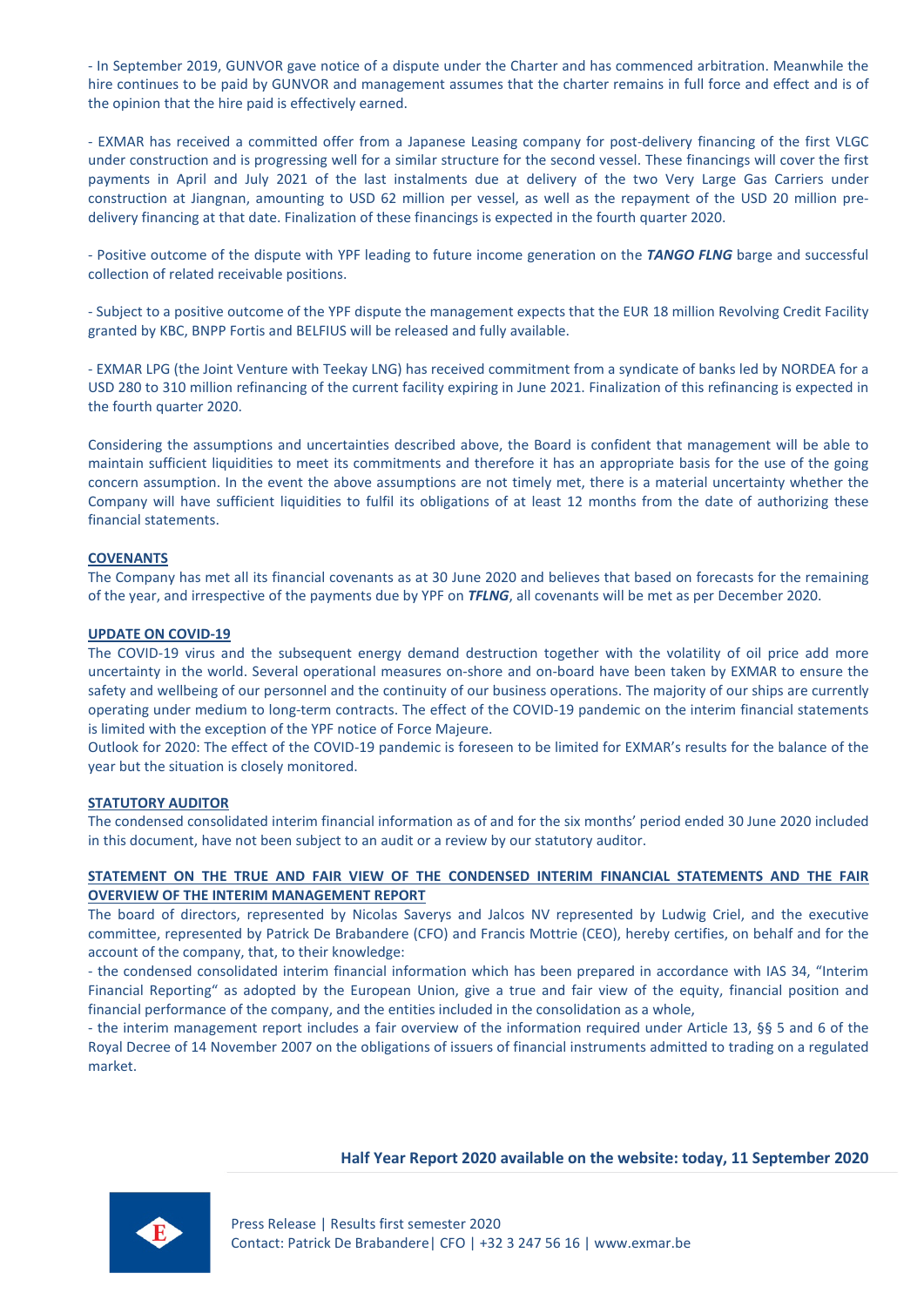- In September 2019, GUNVOR gave notice of a dispute under the Charter and has commenced arbitration. Meanwhile the hire continues to be paid by GUNVOR and management assumes that the charter remains in full force and effect and is of the opinion that the hire paid is effectively earned.

- EXMAR has received a committed offer from a Japanese Leasing company for post-delivery financing of the first VLGC under construction and is progressing well for a similar structure for the second vessel. These financings will cover the first payments in April and July 2021 of the last instalments due at delivery of the two Very Large Gas Carriers under construction at Jiangnan, amounting to USD 62 million per vessel, as well as the repayment of the USD 20 million pre-delivery financing at that date. Finalization of these financings is expected in the fourth quarter 2020.

- Positive outcome of the dispute with YPF leading to future income generation on the ***TANGO FLNG*** barge and successful collection of related receivable positions.

- Subject to a positive outcome of the YPF dispute the management expects that the EUR 18 million Revolving Credit Facility granted by KBC, BNPP Fortis and BELFIUS will be released and fully available.

- EXMAR LPG (the Joint Venture with Teekay LNG) has received commitment from a syndicate of banks led by NORDEA for a USD 280 to 310 million refinancing of the current facility expiring in June 2021. Finalization of this refinancing is expected in the fourth quarter 2020.

Considering the assumptions and uncertainties described above, the Board is confident that management will be able to maintain sufficient liquidities to meet its commitments and therefore it has an appropriate basis for the use of the going concern assumption. In the event the above assumptions are not timely met, there is a material uncertainty whether the Company will have sufficient liquidities to fulfil its obligations of at least 12 months from the date of authorizing these financial statements.

## COVENANTS

The Company has met all its financial covenants as at 30 June 2020 and believes that based on forecasts for the remaining of the year, and irrespective of the payments due by YPF on ***TFLNG***, all covenants will be met as per December 2020.

## UPDATE ON COVID-19

The COVID-19 virus and the subsequent energy demand destruction together with the volatility of oil price add more uncertainty in the world. Several operational measures on-shore and on-board have been taken by EXMAR to ensure the safety and wellbeing of our personnel and the continuity of our business operations. The majority of our ships are currently operating under medium to long-term contracts. The effect of the COVID-19 pandemic on the interim financial statements is limited with the exception of the YPF notice of Force Majeure.

Outlook for 2020: The effect of the COVID-19 pandemic is foreseen to be limited for EXMAR's results for the balance of the year but the situation is closely monitored.

## STATUTORY AUDITOR

The condensed consolidated interim financial information as of and for the six months' period ended 30 June 2020 included in this document, have not been subject to an audit or a review by our statutory auditor.

## STATEMENT ON THE TRUE AND FAIR VIEW OF THE CONDENSED INTERIM FINANCIAL STATEMENTS AND THE FAIR OVERVIEW OF THE INTERIM MANAGEMENT REPORT

The board of directors, represented by Nicolas Saverys and Jalcos NV represented by Ludwig Criel, and the executive committee, represented by Patrick De Brabandere (CFO) and Francis Mottrie (CEO), hereby certifies, on behalf and for the account of the company, that, to their knowledge:

- the condensed consolidated interim financial information which has been prepared in accordance with IAS 34, "Interim Financial Reporting" as adopted by the European Union, give a true and fair view of the equity, financial position and financial performance of the company, and the entities included in the consolidation as a whole,
- the interim management report includes a fair overview of the information required under Article 13, §§ 5 and 6 of the Royal Decree of 14 November 2007 on the obligations of issuers of financial instruments admitted to trading on a regulated market.

**Half Year Report 2020 available on the website: today, 11 September 2020**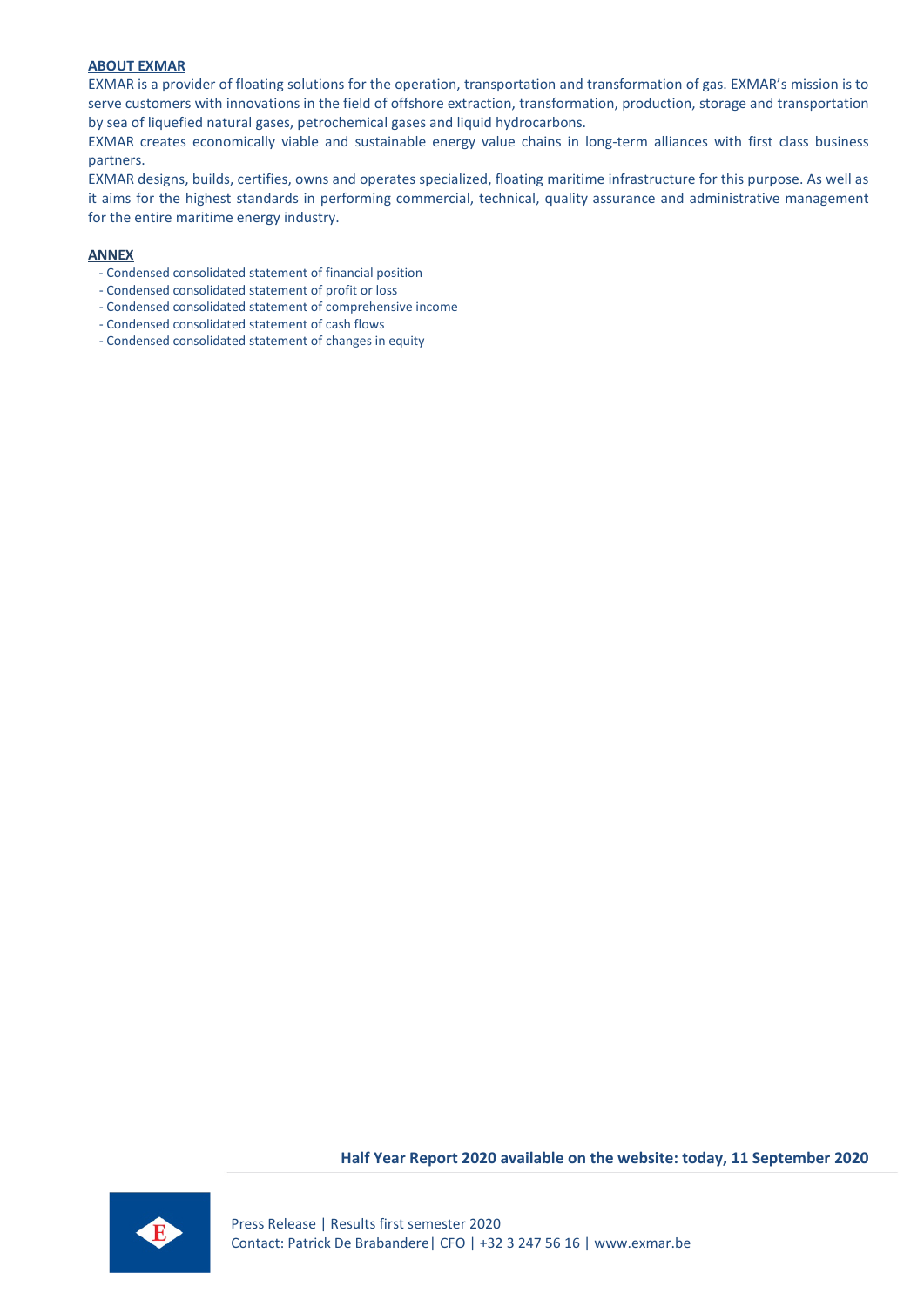## ABOUT EXMAR

EXMAR is a provider of floating solutions for the operation, transportation and transformation of gas. EXMAR's mission is to serve customers with innovations in the field of offshore extraction, transformation, production, storage and transportation by sea of liquefied natural gases, petrochemical gases and liquid hydrocarbons.

EXMAR creates economically viable and sustainable energy value chains in long-term alliances with first class business partners.

EXMAR designs, builds, certifies, owns and operates specialized, floating maritime infrastructure for this purpose. As well as it aims for the highest standards in performing commercial, technical, quality assurance and administrative management for the entire maritime energy industry.

## ANNEX

- Condensed consolidated statement of financial position
- Condensed consolidated statement of profit or loss
- Condensed consolidated statement of comprehensive income
- Condensed consolidated statement of cash flows
- Condensed consolidated statement of changes in equity

**Half Year Report 2020 available on the website: today, 11 September 2020**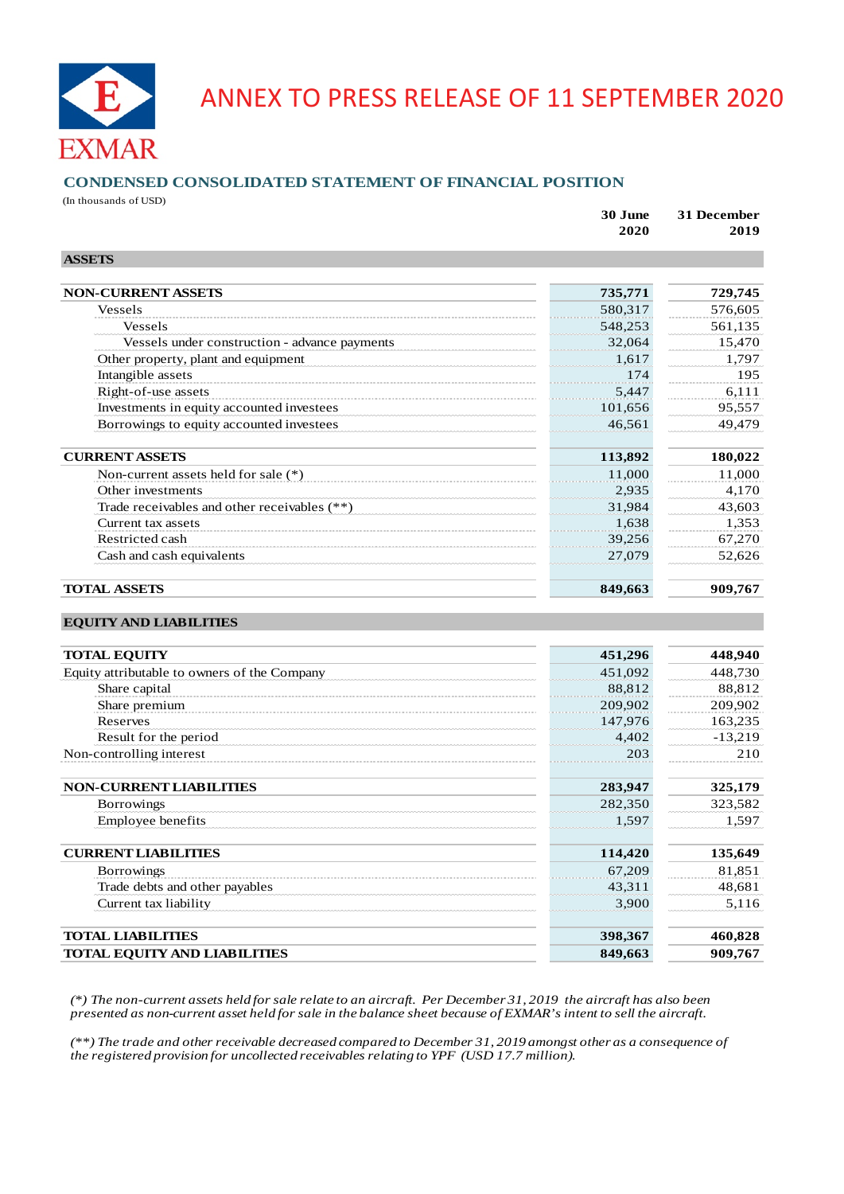# ANNEX TO PRESS RELEASE OF 11 SEPTEMBER 2020

## CONDENSED CONSOLIDATED STATEMENT OF FINANCIAL POSITION

(In thousands of USD)

| | 30 June 2020 | 31 December 2019 |
|---|---|---|
| **ASSETS** | | |
| **NON-CURRENT ASSETS** | **735,771** | **729,745** |
| Vessels | 580,317 | 576,605 |
| Vessels | 548,253 | 561,135 |
| Vessels under construction - advance payments | 32,064 | 15,470 |
| Other property, plant and equipment | 1,617 | 1,797 |
| Intangible assets | 174 | 195 |
| Right-of-use assets | 5,447 | 6,111 |
| Investments in equity accounted investees | 101,656 | 95,557 |
| Borrowings to equity accounted investees | 46,561 | 49,479 |
| **CURRENT ASSETS** | **113,892** | **180,022** |
| Non-current assets held for sale (*) | 11,000 | 11,000 |
| Other investments | 2,935 | 4,170 |
| Trade receivables and other receivables (**) | 31,984 | 43,603 |
| Current tax assets | 1,638 | 1,353 |
| Restricted cash | 39,256 | 67,270 |
| Cash and cash equivalents | 27,079 | 52,626 |
| **TOTAL ASSETS** | **849,663** | **909,767** |
| **EQUITY AND LIABILITIES** | | |
| **TOTAL EQUITY** | **451,296** | **448,940** |
| Equity attributable to owners of the Company | 451,092 | 448,730 |
| Share capital | 88,812 | 88,812 |
| Share premium | 209,902 | 209,902 |
| Reserves | 147,976 | 163,235 |
| Result for the period | 4,402 | -13,219 |
| Non-controlling interest | 203 | 210 |
| **NON-CURRENT LIABILITIES** | **283,947** | **325,179** |
| Borrowings | 282,350 | 323,582 |
| Employee benefits | 1,597 | 1,597 |
| **CURRENT LIABILITIES** | **114,420** | **135,649** |
| Borrowings | 67,209 | 81,851 |
| Trade debts and other payables | 43,311 | 48,681 |
| Current tax liability | 3,900 | 5,116 |
| **TOTAL LIABILITIES** | **398,367** | **460,828** |
| **TOTAL EQUITY AND LIABILITIES** | **849,663** | **909,767** |

*(*) The non-current assets held for sale relate to an aircraft. Per December 31, 2019 the aircraft has also been presented as non-current asset held for sale in the balance sheet because of EXMAR's intent to sell the aircraft.*

*(**) The trade and other receivable decreased compared to December 31, 2019 amongst other as a consequence of the registered provision for uncollected receivables relating to YPF (USD 17.7 million).*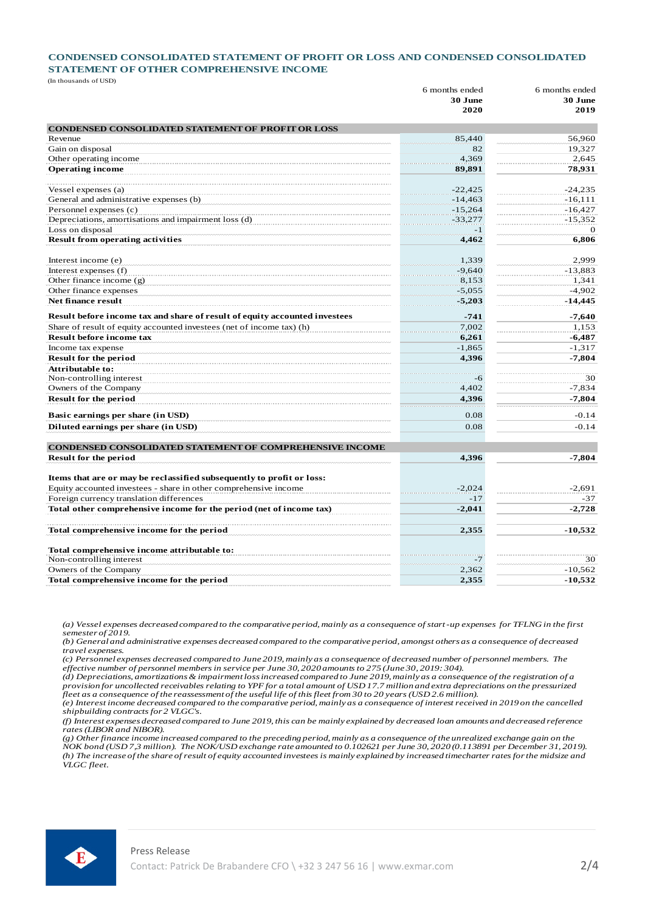## CONDENSED CONSOLIDATED STATEMENT OF PROFIT OR LOSS AND CONDENSED CONSOLIDATED STATEMENT OF OTHER COMPREHENSIVE INCOME

(In thousands of USD)

| | 6 months ended **30 June 2020** | 6 months ended **30 June 2019** |
|---|---|---|
| **CONDENSED CONSOLIDATED STATEMENT OF PROFIT OR LOSS** | | |
| Revenue | 85,440 | 56,960 |
| Gain on disposal | 82 | 19,327 |
| Other operating income | 4,369 | 2,645 |
| **Operating income** | **89,891** | **78,931** |
| | | |
| Vessel expenses (a) | -22,425 | -24,235 |
| General and administrative expenses (b) | -14,463 | -16,111 |
| Personnel expenses (c) | -15,264 | -16,427 |
| Depreciations, amortisations and impairment loss (d) | -33,277 | -15,352 |
| Loss on disposal | -1 | 0 |
| **Result from operating activities** | **4,462** | **6,806** |
| | | |
| Interest income (e) | 1,339 | 2,999 |
| Interest expenses (f) | -9,640 | -13,883 |
| Other finance income (g) | 8,153 | 1,341 |
| Other finance expenses | -5,055 | -4,902 |
| **Net finance result** | **-5,203** | **-14,445** |
| | | |
| **Result before income tax and share of result of equity accounted investees** | **-741** | **-7,640** |
| Share of result of equity accounted investees (net of income tax) (h) | 7,002 | 1,153 |
| **Result before income tax** | **6,261** | **-6,487** |
| Income tax expense | -1,865 | -1,317 |
| **Result for the period** | **4,396** | **-7,804** |
| **Attributable to:** | | |
| Non-controlling interest | -6 | 30 |
| Owners of the Company | 4,402 | -7,834 |
| **Result for the period** | **4,396** | **-7,804** |
| | | |
| **Basic earnings per share (in USD)** | 0.08 | -0.14 |
| **Diluted earnings per share (in USD)** | 0.08 | -0.14 |
| | | |
| **CONDENSED CONSOLIDATED STATEMENT OF COMPREHENSIVE INCOME** | | |
| **Result for the period** | **4,396** | **-7,804** |
| | | |
| **Items that are or may be reclassified subsequently to profit or loss:** | | |
| Equity accounted investees - share in other comprehensive income | -2,024 | -2,691 |
| Foreign currency translation differences | -17 | -37 |
| **Total other comprehensive income for the period (net of income tax)** | **-2,041** | **-2,728** |
| | | |
| **Total comprehensive income for the period** | **2,355** | **-10,532** |
| | | |
| **Total comprehensive income attributable to:** | | |
| Non-controlling interest | -7 | 30 |
| Owners of the Company | 2,362 | -10,562 |
| **Total comprehensive income for the period** | **2,355** | **-10,532** |

*(a) Vessel expenses decreased compared to the comparative period, mainly as a consequence of start-up expenses for TFLNG in the first semester of 2019.*
*(b) General and administrative expenses decreased compared to the comparative period, amongst others as a consequence of decreased travel expenses.*
*(c) Personnel expenses decreased compared to June 2019, mainly as a consequence of decreased number of personnel members. The effective number of personnel members in service per June 30, 2020 amounts to 275 (June 30, 2019: 304).*
*(d) Depreciations, amortizations & impairment loss increased compared to June 2019, mainly as a consequence of the registration of a provision for uncollected receivables relating to YPF for a total amount of USD 17.7 million and extra depreciations on the pressurized fleet as a consequence of the reassessment of the useful life of this fleet from 30 to 20 years (USD 2.6 million).*
*(e) Interest income decreased compared to the comparative period, mainly as a consequence of interest received in 2019 on the cancelled shipbuilding contracts for 2 VLGC's.*
*(f) Interest expenses decreased compared to June 2019, this can be mainly explained by decreased loan amounts and decreased reference rates (LIBOR and NIBOR).*
*(g) Other finance income increased compared to the preceding period, mainly as a consequence of the unrealized exchange gain on the NOK bond (USD 7,3 million). The NOK/USD exchange rate amounted to 0.102621 per June 30, 2020 (0.113891 per December 31, 2019).*
*(h) The increase of the share of result of equity accounted investees is mainly explained by increased timecharter rates for the midsize and VLGC fleet.*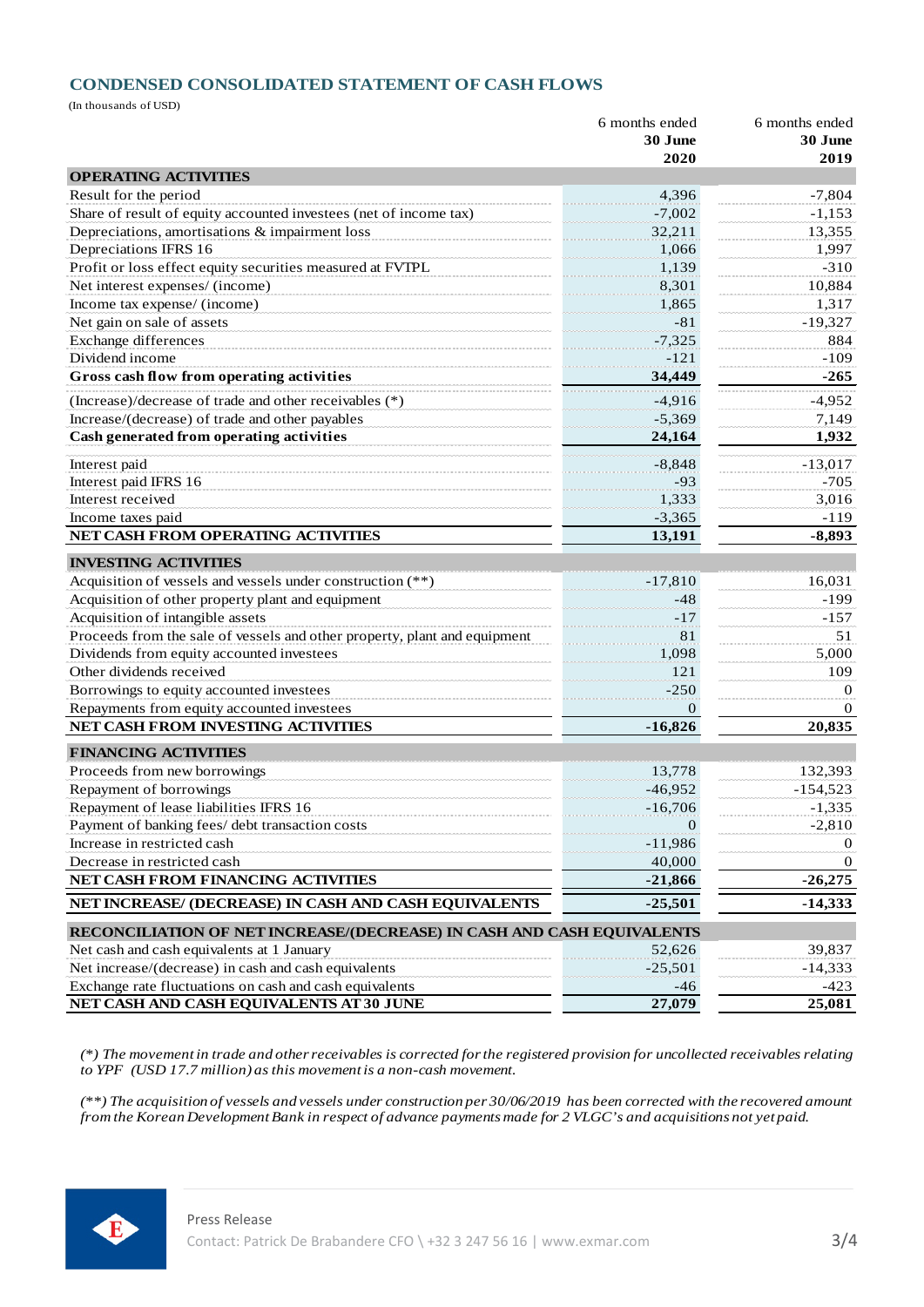## CONDENSED CONSOLIDATED STATEMENT OF CASH FLOWS

(In thousands of USD)

| | 6 months ended 30 June 2020 | 6 months ended 30 June 2019 |
|---|---|---|
| **OPERATING ACTIVITIES** | | |
| Result for the period | 4,396 | -7,804 |
| Share of result of equity accounted investees (net of income tax) | -7,002 | -1,153 |
| Depreciations, amortisations & impairment loss | 32,211 | 13,355 |
| Depreciations IFRS 16 | 1,066 | 1,997 |
| Profit or loss effect equity securities measured at FVTPL | 1,139 | -310 |
| Net interest expenses/ (income) | 8,301 | 10,884 |
| Income tax expense/ (income) | 1,865 | 1,317 |
| Net gain on sale of assets | -81 | -19,327 |
| Exchange differences | -7,325 | 884 |
| Dividend income | -121 | -109 |
| **Gross cash flow from operating activities** | **34,449** | **-265** |
| (Increase)/decrease of trade and other receivables (*) | -4,916 | -4,952 |
| Increase/(decrease) of trade and other payables | -5,369 | 7,149 |
| **Cash generated from operating activities** | **24,164** | **1,932** |
| Interest paid | -8,848 | -13,017 |
| Interest paid IFRS 16 | -93 | -705 |
| Interest received | 1,333 | 3,016 |
| Income taxes paid | -3,365 | -119 |
| **NET CASH FROM OPERATING ACTIVITIES** | **13,191** | **-8,893** |
| **INVESTING ACTIVITIES** | | |
| Acquisition of vessels and vessels under construction (**) | -17,810 | 16,031 |
| Acquisition of other property plant and equipment | -48 | -199 |
| Acquisition of intangible assets | -17 | -157 |
| Proceeds from the sale of vessels and other property, plant and equipment | 81 | 51 |
| Dividends from equity accounted investees | 1,098 | 5,000 |
| Other dividends received | 121 | 109 |
| Borrowings to equity accounted investees | -250 | 0 |
| Repayments from equity accounted investees | 0 | 0 |
| **NET CASH FROM INVESTING ACTIVITIES** | **-16,826** | **20,835** |
| **FINANCING ACTIVITIES** | | |
| Proceeds from new borrowings | 13,778 | 132,393 |
| Repayment of borrowings | -46,952 | -154,523 |
| Repayment of lease liabilities IFRS 16 | -16,706 | -1,335 |
| Payment of banking fees/ debt transaction costs | 0 | -2,810 |
| Increase in restricted cash | -11,986 | 0 |
| Decrease in restricted cash | 40,000 | 0 |
| **NET CASH FROM FINANCING ACTIVITIES** | **-21,866** | **-26,275** |
| **NET INCREASE/ (DECREASE) IN CASH AND CASH EQUIVALENTS** | **-25,501** | **-14,333** |
| **RECONCILIATION OF NET INCREASE/(DECREASE) IN CASH AND CASH EQUIVALENTS** | | |
| Net cash and cash equivalents at 1 January | 52,626 | 39,837 |
| Net increase/(decrease) in cash and cash equivalents | -25,501 | -14,333 |
| Exchange rate fluctuations on cash and cash equivalents | -46 | -423 |
| **NET CASH AND CASH EQUIVALENTS AT 30 JUNE** | **27,079** | **25,081** |

*(*) The movement in trade and other receivables is corrected for the registered provision for uncollected receivables relating to YPF (USD 17.7 million) as this movement is a non-cash movement.*

*(**) The acquisition of vessels and vessels under construction per 30/06/2019 has been corrected with the recovered amount from the Korean Development Bank in respect of advance payments made for 2 VLGC's and acquisitions not yet paid.*

Press Release

Contact: Patrick De Brabandere CFO \ +32 3 247 56 16 | www.exmar.com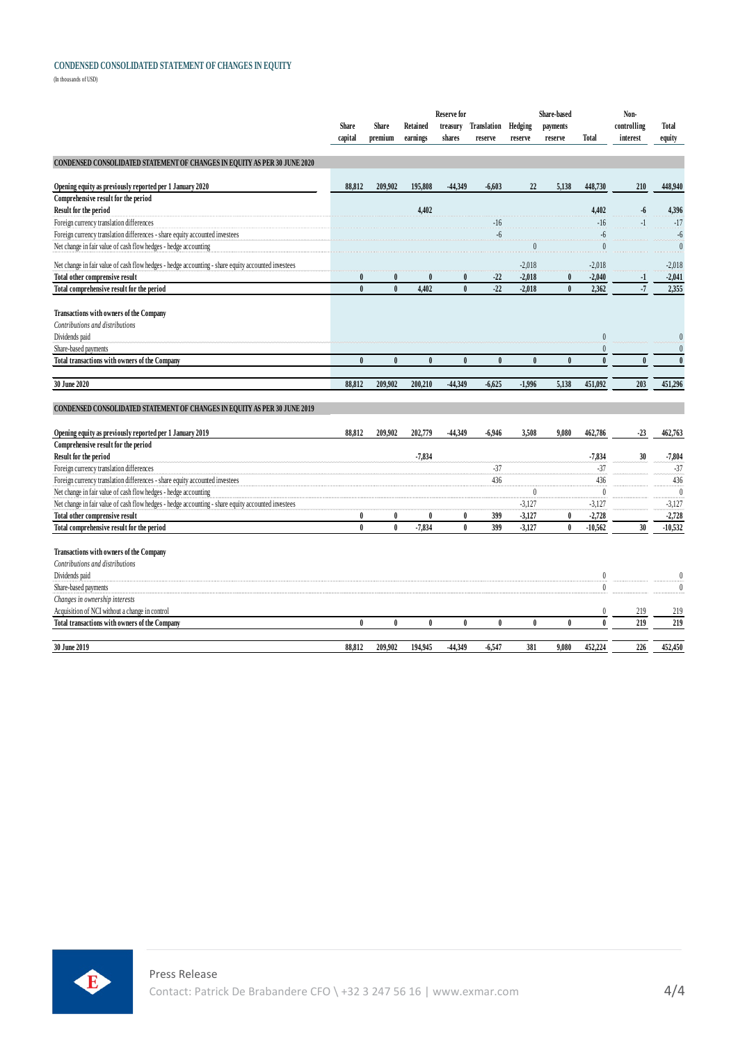## CONDENSED CONSOLIDATED STATEMENT OF CHANGES IN EQUITY

(In thousands of USD)

| | Share capital | Share premium | Retained earnings | Reserve for treasury shares | Translation reserve | Hedging reserve | Share-based payments reserve | Total | Non-controlling interest | Total equity |
|---|---|---|---|---|---|---|---|---|---|---|
| **CONDENSED CONSOLIDATED STATEMENT OF CHANGES IN EQUITY AS PER 30 JUNE 2020** | | | | | | | | | | |
| **Opening equity as previously reported per 1 January 2020** | 88,812 | 209,902 | 195,808 | -44,349 | -6,603 | 22 | 5,138 | 448,730 | 210 | 448,940 |
| **Comprehensive result for the period** | | | | | | | | | | |
| **Result for the period** | | | 4,402 | | | | | 4,402 | -6 | 4,396 |
| Foreign currency translation differences | | | | | -16 | | | -16 | -1 | -17 |
| Foreign currency translation differences - share equity accounted investees | | | | | -6 | | | -6 | | -6 |
| Net change in fair value of cash flow hedges - hedge accounting | | | | | | 0 | | 0 | | 0 |
| Net change in fair value of cash flow hedges - hedge accounting - share equity accounted investees | | | | | | -2,018 | | -2,018 | | -2,018 |
| **Total other comprehensive result** | 0 | 0 | 0 | 0 | -22 | -2,018 | 0 | -2,040 | -1 | -2,041 |
| **Total comprehensive result for the period** | 0 | 0 | 4,402 | 0 | -22 | -2,018 | 0 | 2,362 | -7 | 2,355 |
| **Transactions with owners of the Company** | | | | | | | | | | |
| *Contributions and distributions* | | | | | | | | | | |
| Dividends paid | | | | | | | | 0 | | 0 |
| Share-based payments | | | | | | | | 0 | | 0 |
| **Total transactions with owners of the Company** | 0 | 0 | 0 | 0 | 0 | 0 | 0 | 0 | 0 | 0 |
| **30 June 2020** | 88,812 | 209,902 | 200,210 | -44,349 | -6,625 | -1,996 | 5,138 | 451,092 | 203 | 451,296 |
| **CONDENSED CONSOLIDATED STATEMENT OF CHANGES IN EQUITY AS PER 30 JUNE 2019** | | | | | | | | | | |
| **Opening equity as previously reported per 1 January 2019** | 88,812 | 209,902 | 202,779 | -44,349 | -6,946 | 3,508 | 9,080 | 462,786 | -23 | 462,763 |
| **Comprehensive result for the period** | | | | | | | | | | |
| **Result for the period** | | | -7,834 | | | | | -7,834 | 30 | -7,804 |
| Foreign currency translation differences | | | | | -37 | | | -37 | | -37 |
| Foreign currency translation differences - share equity accounted investees | | | | | 436 | | | 436 | | 436 |
| Net change in fair value of cash flow hedges - hedge accounting | | | | | | 0 | | 0 | | 0 |
| Net change in fair value of cash flow hedges - hedge accounting - share equity accounted investees | | | | | | -3,127 | | -3,127 | | -3,127 |
| **Total other comprehensive result** | 0 | 0 | 0 | 0 | 399 | -3,127 | 0 | -2,728 | | -2,728 |
| **Total comprehensive result for the period** | 0 | 0 | -7,834 | 0 | 399 | -3,127 | 0 | -10,562 | 30 | -10,532 |
| **Transactions with owners of the Company** | | | | | | | | | | |
| *Contributions and distributions* | | | | | | | | | | |
| Dividends paid | | | | | | | | 0 | | 0 |
| Share-based payments | | | | | | | | 0 | | 0 |
| *Changes in ownership interests* | | | | | | | | | | |
| Acquisition of NCI without a change in control | | | | | | | | 0 | 219 | 219 |
| **Total transactions with owners of the Company** | 0 | 0 | 0 | 0 | 0 | 0 | 0 | 0 | 219 | 219 |
| **30 June 2019** | 88,812 | 209,902 | 194,945 | -44,349 | -6,547 | 381 | 9,080 | 452,224 | 226 | 452,450 |

Press Release

Contact: Patrick De Brabandere CFO \ +32 3 247 56 16 | www.exmar.com